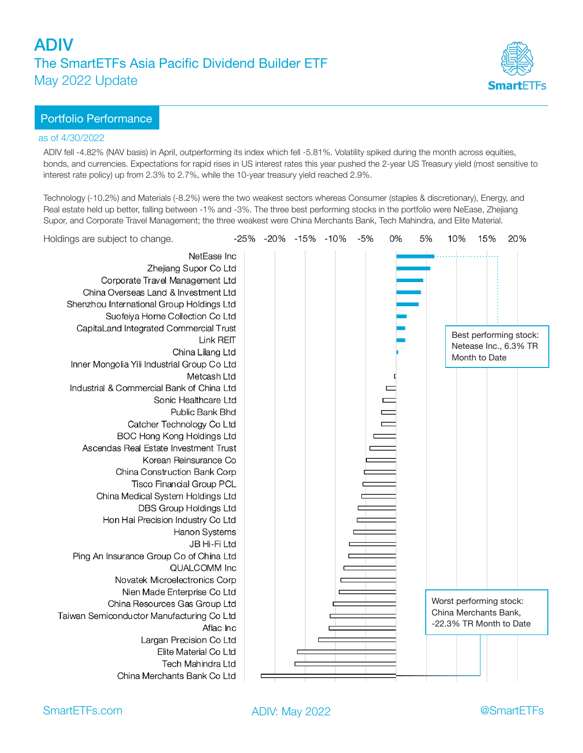# ADIV

## The SmartETFs Asia Pacific Dividend Builder ETF

### May 2022 Update

## Portfolio Performance

as of 4/30/2022

ADIV fell -4.82% (NAV basis) in April, outperforming its index which fell -5.81%. Volatility spiked during the month across equities, bonds, and currencies. Expectations for rapid rises in US interest rates this year pushed the 2-year US Treasury yield (most sensitive to interest rate policy) up from 2.3% to 2.7%, while the 10-year treasury yield reached 2.9%.

Technology (-10.2%) and Materials (-8.2%) were the two weakest sectors whereas Consumer (staples & discretionary), Energy, and Real estate held up better, falling between -1% and -3%. The three best performing stocks in the portfolio were NeEase, Zhejiang Supor, and Corporate Travel Management; the three weakest were China Merchants Bank, Tech Mahindra, and Elite Material.

Holdings are subject to change.

Chart axis: -25%, -20%, -15%, -10%, -5%, 0%, 5%, 10%, 15%, 20%

Holdings (from best to worst performing):

- NetEase Inc
- Zhejiang Supor Co Ltd
- Corporate Travel Management Ltd
- China Overseas Land & Investment Ltd
- Shenzhou International Group Holdings Ltd
- Suofeiya Home Collection Co Ltd
- CapitaLand Integrated Commercial Trust
- Link REIT
- China Lilang Ltd
- Inner Mongolia Yili Industrial Group Co Ltd
- Metcash Ltd
- Industrial & Commercial Bank of China Ltd
- Sonic Healthcare Ltd
- Public Bank Bhd
- Catcher Technology Co Ltd
- BOC Hong Kong Holdings Ltd
- Ascendas Real Estate Investment Trust
- Korean Reinsurance Co
- China Construction Bank Corp
- Tisco Financial Group PCL
- China Medical System Holdings Ltd
- DBS Group Holdings Ltd
- Hon Hai Precision Industry Co Ltd
- Hanon Systems
- JB Hi-Fi Ltd
- Ping An Insurance Group Co of China Ltd
- QUALCOMM Inc
- Novatek Microelectronics Corp
- Nien Made Enterprise Co Ltd
- China Resources Gas Group Ltd
- Taiwan Semiconductor Manufacturing Co Ltd
- Aflac Inc
- Largan Precision Co Ltd
- Elite Material Co Ltd
- Tech Mahindra Ltd
- China Merchants Bank Co Ltd

Best performing stock: Netease Inc., 6.3% TR Month to Date

Worst performing stock: China Merchants Bank, -22.3% TR Month to Date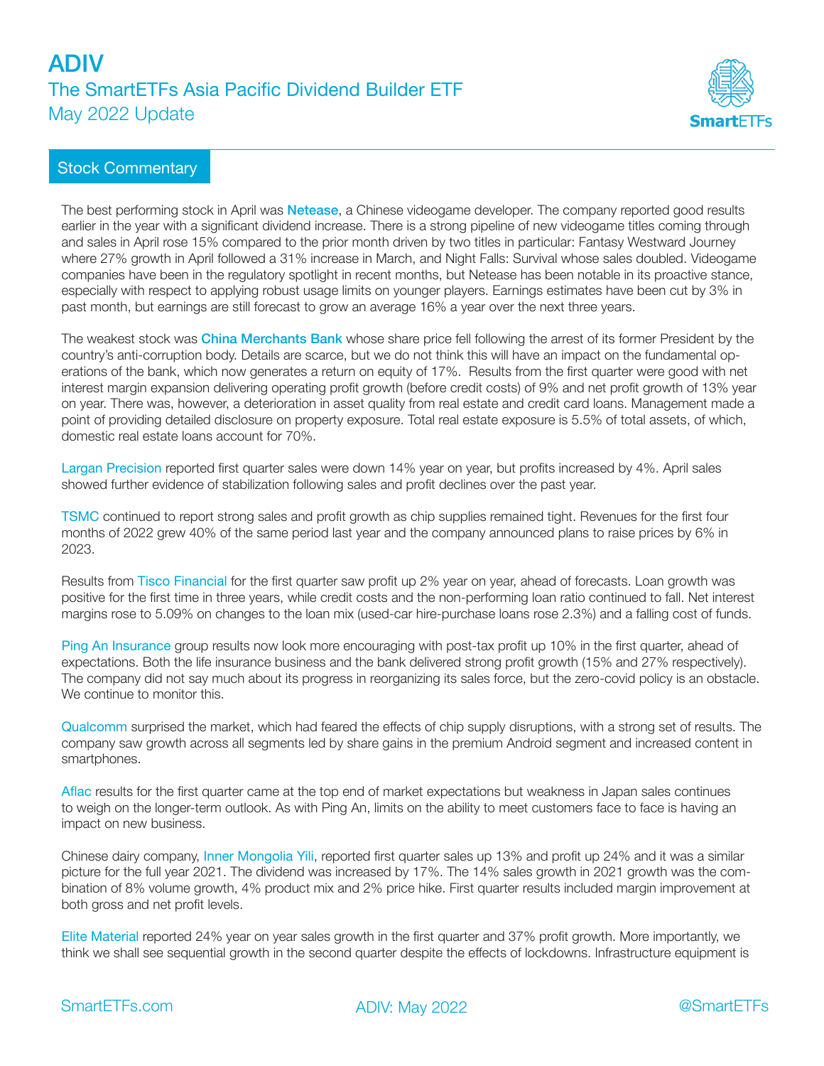# ADIV

## The SmartETFs Asia Pacific Dividend Builder ETF

May 2022 Update

## Stock Commentary

The best performing stock in April was **Netease**, a Chinese videogame developer. The company reported good results earlier in the year with a significant dividend increase. There is a strong pipeline of new videogame titles coming through and sales in April rose 15% compared to the prior month driven by two titles in particular: Fantasy Westward Journey where 27% growth in April followed a 31% increase in March, and Night Falls: Survival whose sales doubled. Videogame companies have been in the regulatory spotlight in recent months, but Netease has been notable in its proactive stance, especially with respect to applying robust usage limits on younger players. Earnings estimates have been cut by 3% in past month, but earnings are still forecast to grow an average 16% a year over the next three years.

The weakest stock was **China Merchants Bank** whose share price fell following the arrest of its former President by the country's anti-corruption body. Details are scarce, but we do not think this will have an impact on the fundamental operations of the bank, which now generates a return on equity of 17%. Results from the first quarter were good with net interest margin expansion delivering operating profit growth (before credit costs) of 9% and net profit growth of 13% year on year. There was, however, a deterioration in asset quality from real estate and credit card loans. Management made a point of providing detailed disclosure on property exposure. Total real estate exposure is 5.5% of total assets, of which, domestic real estate loans account for 70%.

Largan Precision reported first quarter sales were down 14% year on year, but profits increased by 4%. April sales showed further evidence of stabilization following sales and profit declines over the past year.

TSMC continued to report strong sales and profit growth as chip supplies remained tight. Revenues for the first four months of 2022 grew 40% of the same period last year and the company announced plans to raise prices by 6% in 2023.

Results from Tisco Financial for the first quarter saw profit up 2% year on year, ahead of forecasts. Loan growth was positive for the first time in three years, while credit costs and the non-performing loan ratio continued to fall. Net interest margins rose to 5.09% on changes to the loan mix (used-car hire-purchase loans rose 2.3%) and a falling cost of funds.

Ping An Insurance group results now look more encouraging with post-tax profit up 10% in the first quarter, ahead of expectations. Both the life insurance business and the bank delivered strong profit growth (15% and 27% respectively). The company did not say much about its progress in reorganizing its sales force, but the zero-covid policy is an obstacle. We continue to monitor this.

Qualcomm surprised the market, which had feared the effects of chip supply disruptions, with a strong set of results. The company saw growth across all segments led by share gains in the premium Android segment and increased content in smartphones.

Aflac results for the first quarter came at the top end of market expectations but weakness in Japan sales continues to weigh on the longer-term outlook. As with Ping An, limits on the ability to meet customers face to face is having an impact on new business.

Chinese dairy company, Inner Mongolia Yili, reported first quarter sales up 13% and profit up 24% and it was a similar picture for the full year 2021. The dividend was increased by 17%. The 14% sales growth in 2021 growth was the combination of 8% volume growth, 4% product mix and 2% price hike. First quarter results included margin improvement at both gross and net profit levels.

Elite Material reported 24% year on year sales growth in the first quarter and 37% profit growth. More importantly, we think we shall see sequential growth in the second quarter despite the effects of lockdowns. Infrastructure equipment is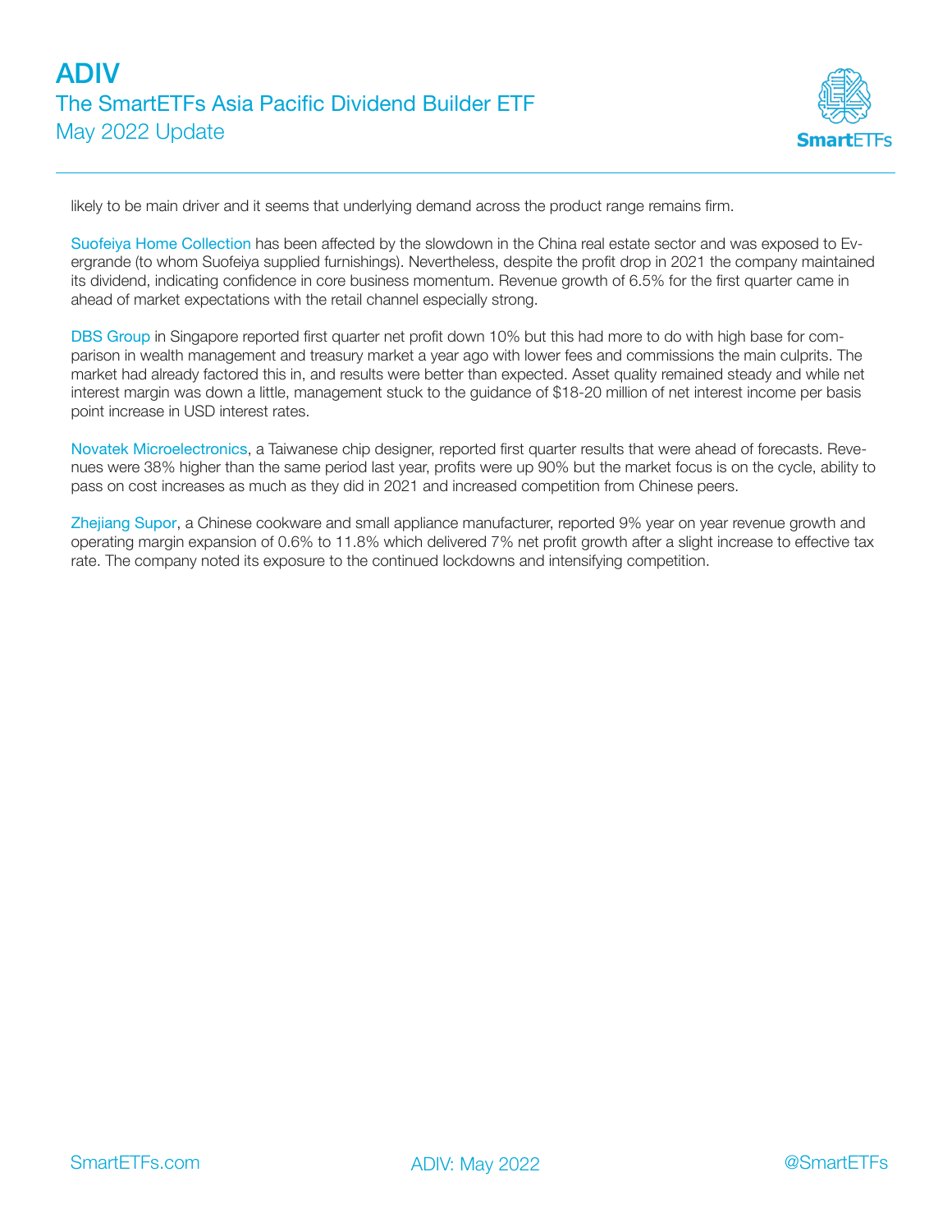likely to be main driver and it seems that underlying demand across the product range remains firm.

Suofeiya Home Collection has been affected by the slowdown in the China real estate sector and was exposed to Evergrande (to whom Suofeiya supplied furnishings). Nevertheless, despite the profit drop in 2021 the company maintained its dividend, indicating confidence in core business momentum. Revenue growth of 6.5% for the first quarter came in ahead of market expectations with the retail channel especially strong.

DBS Group in Singapore reported first quarter net profit down 10% but this had more to do with high base for comparison in wealth management and treasury market a year ago with lower fees and commissions the main culprits. The market had already factored this in, and results were better than expected. Asset quality remained steady and while net interest margin was down a little, management stuck to the guidance of $18-20 million of net interest income per basis point increase in USD interest rates.

Novatek Microelectronics, a Taiwanese chip designer, reported first quarter results that were ahead of forecasts. Revenues were 38% higher than the same period last year, profits were up 90% but the market focus is on the cycle, ability to pass on cost increases as much as they did in 2021 and increased competition from Chinese peers.

Zhejiang Supor, a Chinese cookware and small appliance manufacturer, reported 9% year on year revenue growth and operating margin expansion of 0.6% to 11.8% which delivered 7% net profit growth after a slight increase to effective tax rate. The company noted its exposure to the continued lockdowns and intensifying competition.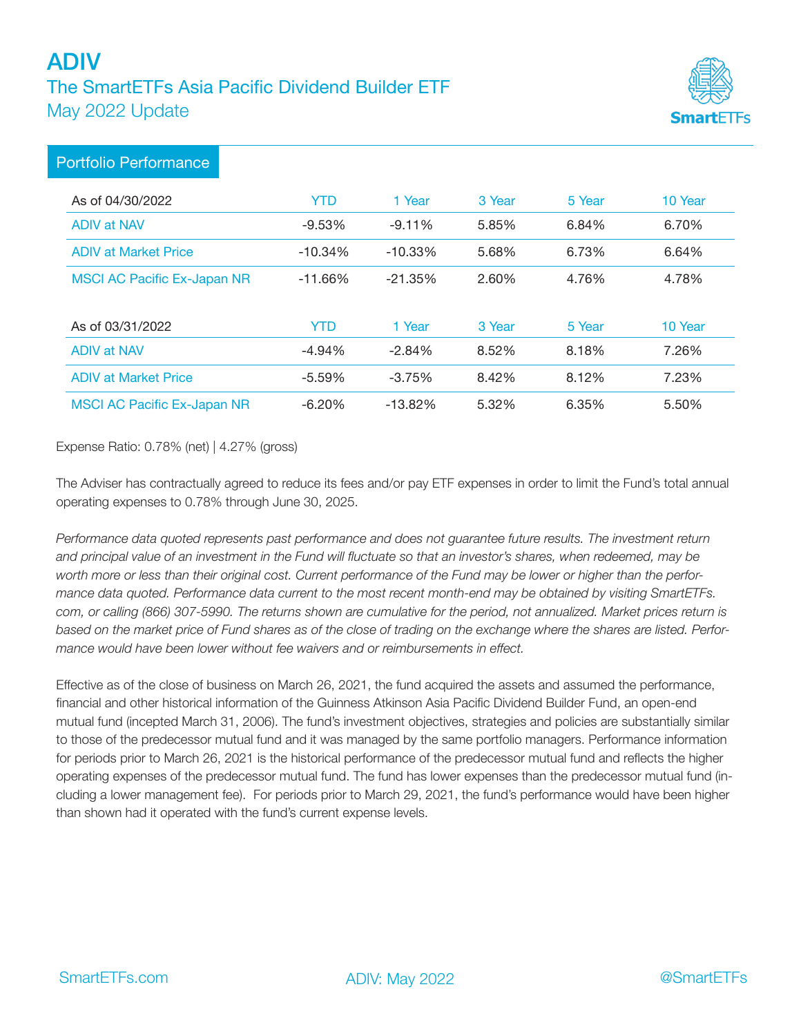# ADIV

## The SmartETFs Asia Pacific Dividend Builder ETF

May 2022 Update

## Portfolio Performance

| As of 04/30/2022 | YTD | 1 Year | 3 Year | 5 Year | 10 Year |
|---|---|---|---|---|---|
| ADIV at NAV | -9.53% | -9.11% | 5.85% | 6.84% | 6.70% |
| ADIV at Market Price | -10.34% | -10.33% | 5.68% | 6.73% | 6.64% |
| MSCI AC Pacific Ex-Japan NR | -11.66% | -21.35% | 2.60% | 4.76% | 4.78% |

| As of 03/31/2022 | YTD | 1 Year | 3 Year | 5 Year | 10 Year |
|---|---|---|---|---|---|
| ADIV at NAV | -4.94% | -2.84% | 8.52% | 8.18% | 7.26% |
| ADIV at Market Price | -5.59% | -3.75% | 8.42% | 8.12% | 7.23% |
| MSCI AC Pacific Ex-Japan NR | -6.20% | -13.82% | 5.32% | 6.35% | 5.50% |

Expense Ratio: 0.78% (net) | 4.27% (gross)

The Adviser has contractually agreed to reduce its fees and/or pay ETF expenses in order to limit the Fund's total annual operating expenses to 0.78% through June 30, 2025.

*Performance data quoted represents past performance and does not guarantee future results. The investment return and principal value of an investment in the Fund will fluctuate so that an investor's shares, when redeemed, may be worth more or less than their original cost. Current performance of the Fund may be lower or higher than the performance data quoted. Performance data current to the most recent month-end may be obtained by visiting SmartETFs.com, or calling (866) 307-5990. The returns shown are cumulative for the period, not annualized. Market prices return is based on the market price of Fund shares as of the close of trading on the exchange where the shares are listed. Performance would have been lower without fee waivers and or reimbursements in effect.*

Effective as of the close of business on March 26, 2021, the fund acquired the assets and assumed the performance, financial and other historical information of the Guinness Atkinson Asia Pacific Dividend Builder Fund, an open-end mutual fund (incepted March 31, 2006). The fund's investment objectives, strategies and policies are substantially similar to those of the predecessor mutual fund and it was managed by the same portfolio managers. Performance information for periods prior to March 26, 2021 is the historical performance of the predecessor mutual fund and reflects the higher operating expenses of the predecessor mutual fund. The fund has lower expenses than the predecessor mutual fund (including a lower management fee). For periods prior to March 29, 2021, the fund's performance would have been higher than shown had it operated with the fund's current expense levels.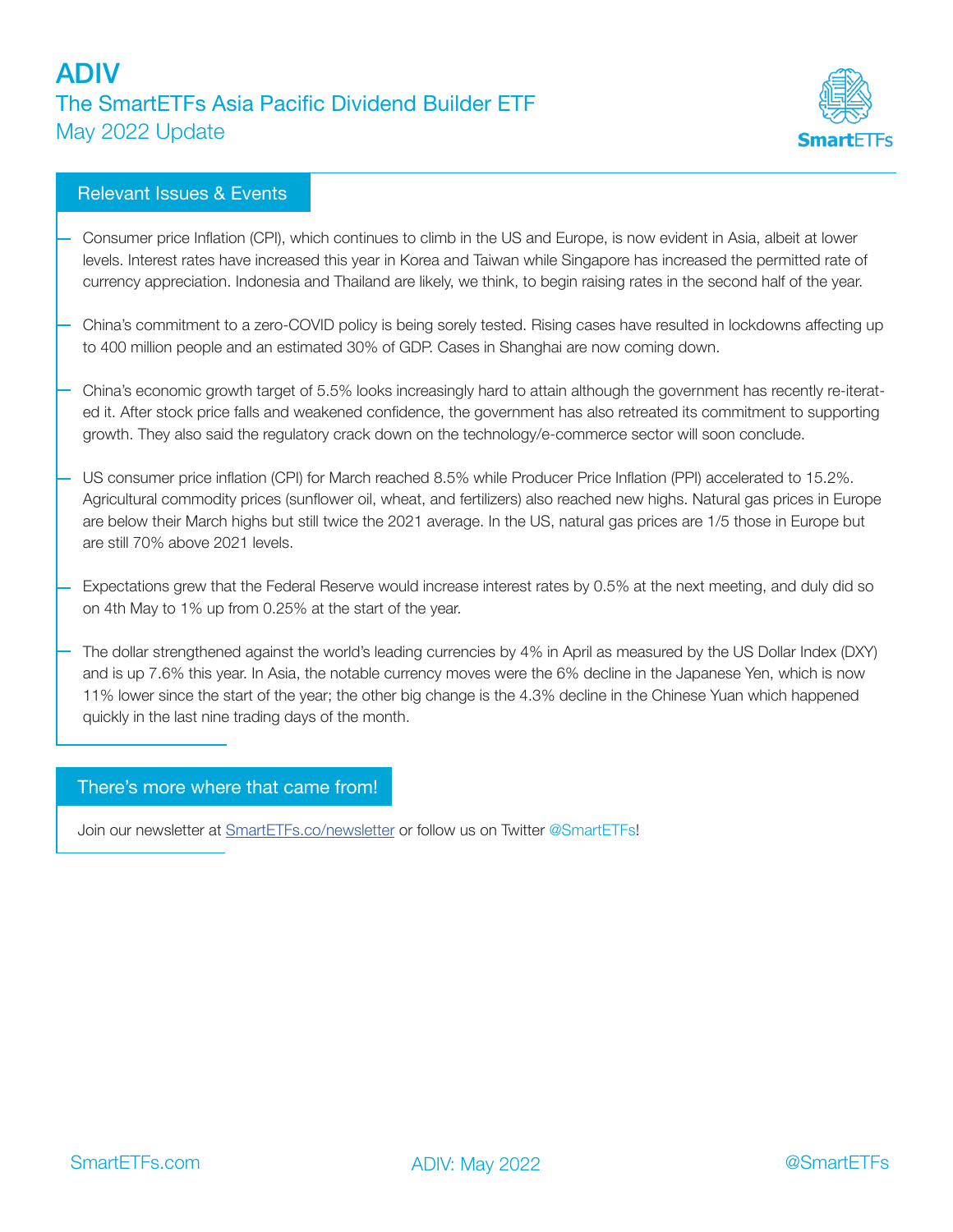# ADIV

## The SmartETFs Asia Pacific Dividend Builder ETF

May 2022 Update

## Relevant Issues & Events

- Consumer price Inflation (CPI), which continues to climb in the US and Europe, is now evident in Asia, albeit at lower levels. Interest rates have increased this year in Korea and Taiwan while Singapore has increased the permitted rate of currency appreciation. Indonesia and Thailand are likely, we think, to begin raising rates in the second half of the year.
- China's commitment to a zero-COVID policy is being sorely tested. Rising cases have resulted in lockdowns affecting up to 400 million people and an estimated 30% of GDP. Cases in Shanghai are now coming down.
- China's economic growth target of 5.5% looks increasingly hard to attain although the government has recently re-iterated it. After stock price falls and weakened confidence, the government has also retreated its commitment to supporting growth. They also said the regulatory crack down on the technology/e-commerce sector will soon conclude.
- US consumer price inflation (CPI) for March reached 8.5% while Producer Price Inflation (PPI) accelerated to 15.2%. Agricultural commodity prices (sunflower oil, wheat, and fertilizers) also reached new highs. Natural gas prices in Europe are below their March highs but still twice the 2021 average. In the US, natural gas prices are 1/5 those in Europe but are still 70% above 2021 levels.
- Expectations grew that the Federal Reserve would increase interest rates by 0.5% at the next meeting, and duly did so on 4th May to 1% up from 0.25% at the start of the year.
- The dollar strengthened against the world's leading currencies by 4% in April as measured by the US Dollar Index (DXY) and is up 7.6% this year. In Asia, the notable currency moves were the 6% decline in the Japanese Yen, which is now 11% lower since the start of the year; the other big change is the 4.3% decline in the Chinese Yuan which happened quickly in the last nine trading days of the month.

## There's more where that came from!

Join our newsletter at [SmartETFs.co/newsletter](SmartETFs.co/newsletter) or follow us on Twitter @SmartETFs!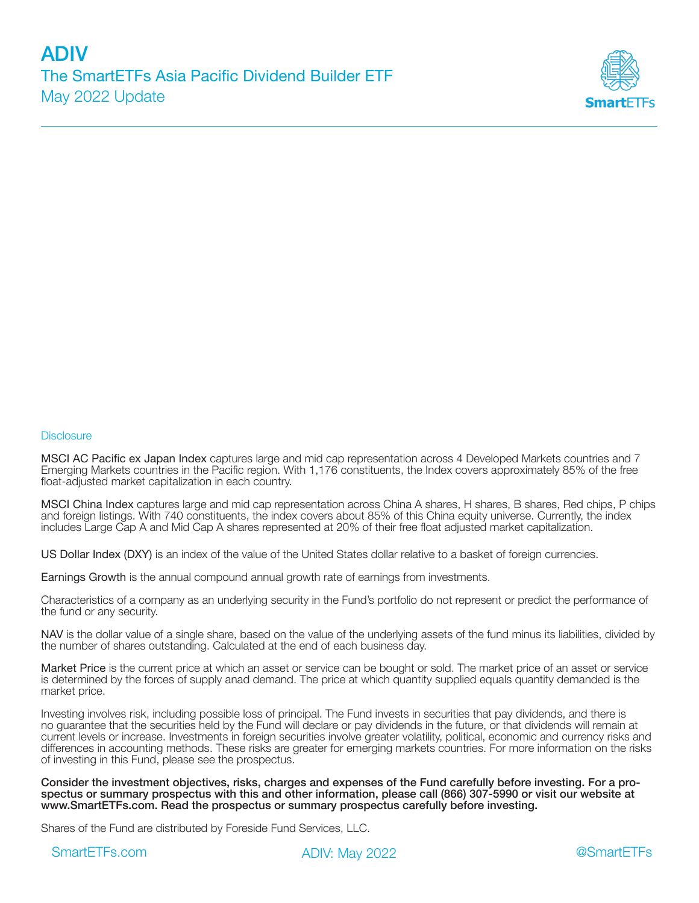# ADIV

## The SmartETFs Asia Pacific Dividend Builder ETF

May 2022 Update

### Disclosure

**MSCI AC Pacific ex Japan Index** captures large and mid cap representation across 4 Developed Markets countries and 7 Emerging Markets countries in the Pacific region. With 1,176 constituents, the Index covers approximately 85% of the free float-adjusted market capitalization in each country.

**MSCI China Index** captures large and mid cap representation across China A shares, H shares, B shares, Red chips, P chips and foreign listings. With 740 constituents, the index covers about 85% of this China equity universe. Currently, the index includes Large Cap A and Mid Cap A shares represented at 20% of their free float adjusted market capitalization.

**US Dollar Index (DXY)** is an index of the value of the United States dollar relative to a basket of foreign currencies.

**Earnings Growth** is the annual compound annual growth rate of earnings from investments.

Characteristics of a company as an underlying security in the Fund's portfolio do not represent or predict the performance of the fund or any security.

**NAV** is the dollar value of a single share, based on the value of the underlying assets of the fund minus its liabilities, divided by the number of shares outstanding. Calculated at the end of each business day.

**Market Price** is the current price at which an asset or service can be bought or sold. The market price of an asset or service is determined by the forces of supply anad demand. The price at which quantity supplied equals quantity demanded is the market price.

Investing involves risk, including possible loss of principal. The Fund invests in securities that pay dividends, and there is no guarantee that the securities held by the Fund will declare or pay dividends in the future, or that dividends will remain at current levels or increase. Investments in foreign securities involve greater volatility, political, economic and currency risks and differences in accounting methods. These risks are greater for emerging markets countries. For more information on the risks of investing in this Fund, please see the prospectus.

**Consider the investment objectives, risks, charges and expenses of the Fund carefully before investing. For a prospectus or summary prospectus with this and other information, please call (866) 307-5990 or visit our website at www.SmartETFs.com. Read the prospectus or summary prospectus carefully before investing.**

Shares of the Fund are distributed by Foreside Fund Services, LLC.